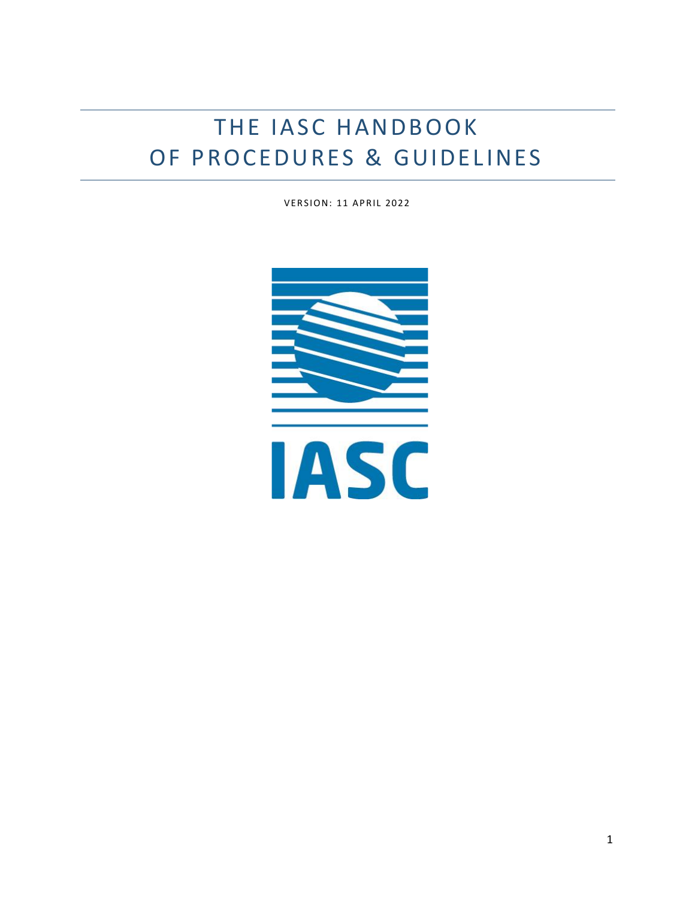# THE IASC HANDBOOK OF PROCEDURES & GUIDELINES

VERSION: 11 APRIL 2022

IASC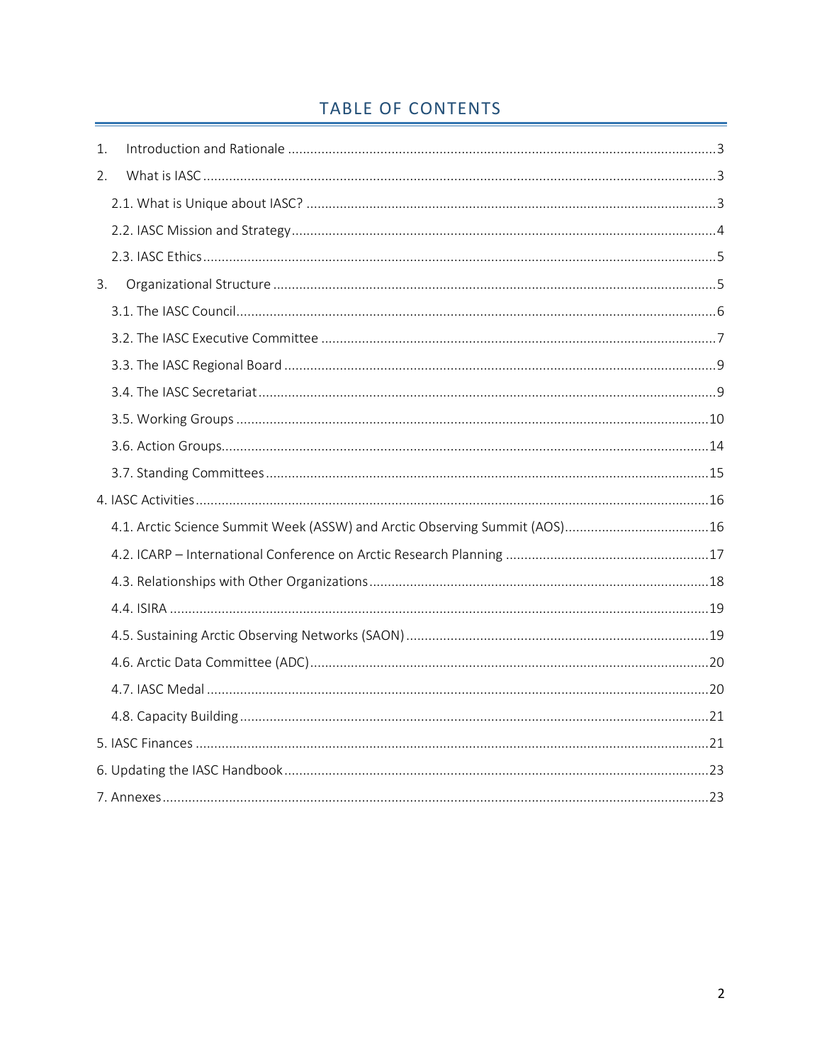# TABLE OF CONTENTS

1. Introduction and Rationale ....................................................................................................3
2. What is IASC ...........................................................................................................................3
   - 2.1. What is Unique about IASC? ..............................................................................................3
   - 2.2. IASC Mission and Strategy ..................................................................................................4
   - 2.3. IASC Ethics ..........................................................................................................................5
3. Organizational Structure ........................................................................................................5
   - 3.1. The IASC Council .................................................................................................................6
   - 3.2. The IASC Executive Committee ...........................................................................................7
   - 3.3. The IASC Regional Board .....................................................................................................9
   - 3.4. The IASC Secretariat ............................................................................................................9
   - 3.5. Working Groups .................................................................................................................10
   - 3.6. Action Groups.....................................................................................................................14
   - 3.7. Standing Committees .........................................................................................................15

4. IASC Activities ...........................................................................................................................16
   - 4.1. Arctic Science Summit Week (ASSW) and Arctic Observing Summit (AOS)........................16
   - 4.2. ICARP – International Conference on Arctic Research Planning .......................................17
   - 4.3. Relationships with Other Organizations.............................................................................18
   - 4.4. ISIRA ..................................................................................................................................19
   - 4.5. Sustaining Arctic Observing Networks (SAON) ...................................................................19
   - 4.6. Arctic Data Committee (ADC).............................................................................................20
   - 4.7. IASC Medal ........................................................................................................................20
   - 4.8. Capacity Building ...............................................................................................................21

5. IASC Finances ...........................................................................................................................21

6. Updating the IASC Handbook ...................................................................................................23

7. Annexes ....................................................................................................................................23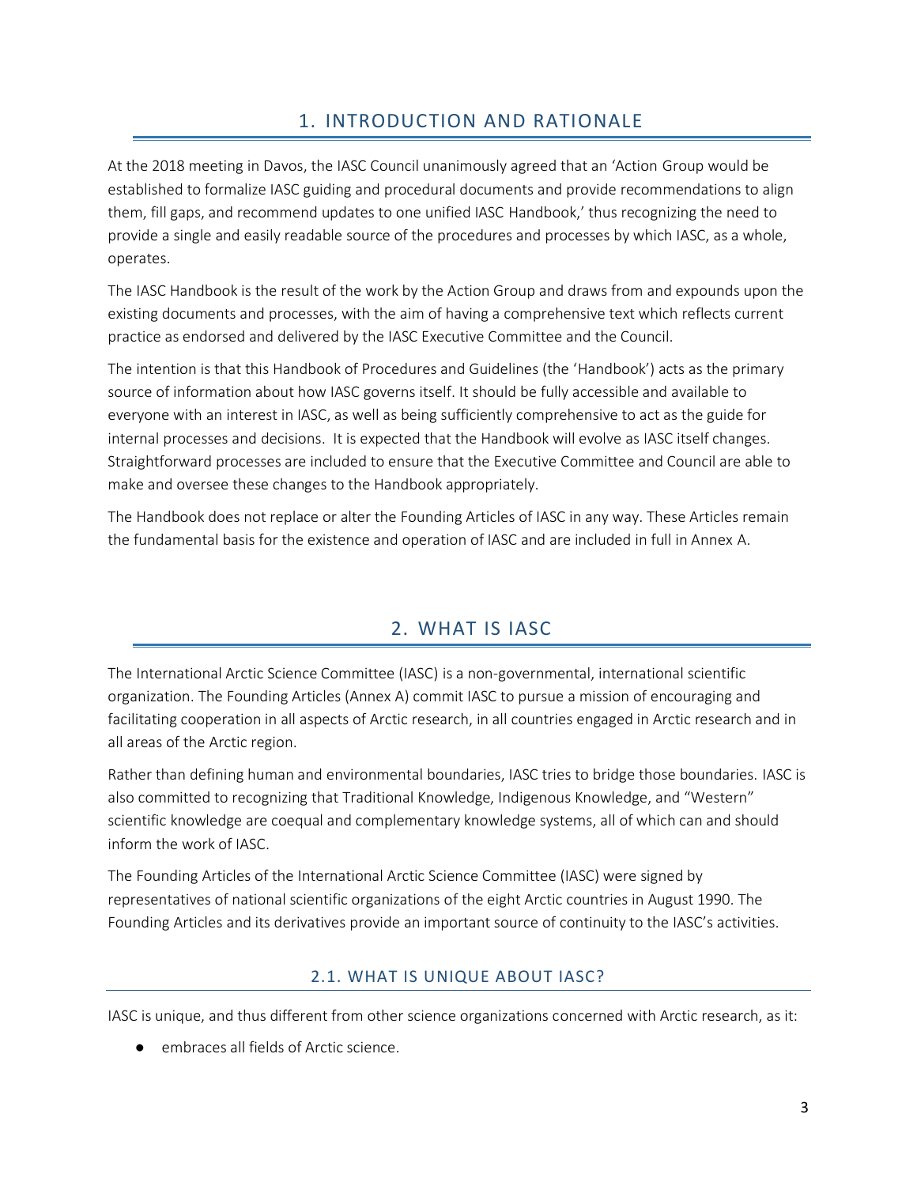# 1. INTRODUCTION AND RATIONALE

At the 2018 meeting in Davos, the IASC Council unanimously agreed that an 'Action Group would be established to formalize IASC guiding and procedural documents and provide recommendations to align them, fill gaps, and recommend updates to one unified IASC Handbook,' thus recognizing the need to provide a single and easily readable source of the procedures and processes by which IASC, as a whole, operates.

The IASC Handbook is the result of the work by the Action Group and draws from and expounds upon the existing documents and processes, with the aim of having a comprehensive text which reflects current practice as endorsed and delivered by the IASC Executive Committee and the Council.

The intention is that this Handbook of Procedures and Guidelines (the 'Handbook') acts as the primary source of information about how IASC governs itself. It should be fully accessible and available to everyone with an interest in IASC, as well as being sufficiently comprehensive to act as the guide for internal processes and decisions. It is expected that the Handbook will evolve as IASC itself changes. Straightforward processes are included to ensure that the Executive Committee and Council are able to make and oversee these changes to the Handbook appropriately.

The Handbook does not replace or alter the Founding Articles of IASC in any way. These Articles remain the fundamental basis for the existence and operation of IASC and are included in full in Annex A.

# 2. WHAT IS IASC

The International Arctic Science Committee (IASC) is a non-governmental, international scientific organization. The Founding Articles (Annex A) commit IASC to pursue a mission of encouraging and facilitating cooperation in all aspects of Arctic research, in all countries engaged in Arctic research and in all areas of the Arctic region.

Rather than defining human and environmental boundaries, IASC tries to bridge those boundaries. IASC is also committed to recognizing that Traditional Knowledge, Indigenous Knowledge, and "Western" scientific knowledge are coequal and complementary knowledge systems, all of which can and should inform the work of IASC.

The Founding Articles of the International Arctic Science Committee (IASC) were signed by representatives of national scientific organizations of the eight Arctic countries in August 1990. The Founding Articles and its derivatives provide an important source of continuity to the IASC's activities.

## 2.1. WHAT IS UNIQUE ABOUT IASC?

IASC is unique, and thus different from other science organizations concerned with Arctic research, as it:

- embraces all fields of Arctic science.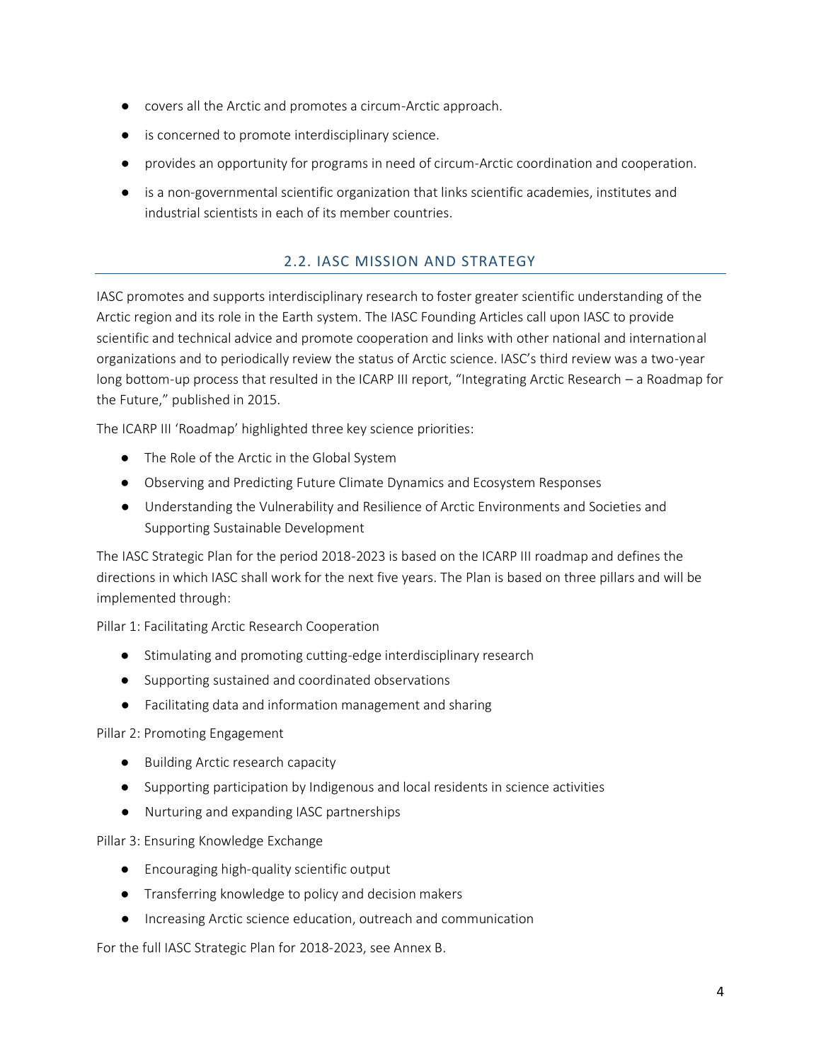- covers all the Arctic and promotes a circum-Arctic approach.
- is concerned to promote interdisciplinary science.
- provides an opportunity for programs in need of circum-Arctic coordination and cooperation.
- is a non-governmental scientific organization that links scientific academies, institutes and industrial scientists in each of its member countries.

## 2.2. IASC MISSION AND STRATEGY

IASC promotes and supports interdisciplinary research to foster greater scientific understanding of the Arctic region and its role in the Earth system. The IASC Founding Articles call upon IASC to provide scientific and technical advice and promote cooperation and links with other national and international organizations and to periodically review the status of Arctic science. IASC's third review was a two-year long bottom-up process that resulted in the ICARP III report, "Integrating Arctic Research – a Roadmap for the Future," published in 2015.

The ICARP III 'Roadmap' highlighted three key science priorities:

- The Role of the Arctic in the Global System
- Observing and Predicting Future Climate Dynamics and Ecosystem Responses
- Understanding the Vulnerability and Resilience of Arctic Environments and Societies and Supporting Sustainable Development

The IASC Strategic Plan for the period 2018-2023 is based on the ICARP III roadmap and defines the directions in which IASC shall work for the next five years. The Plan is based on three pillars and will be implemented through:

Pillar 1: Facilitating Arctic Research Cooperation

- Stimulating and promoting cutting-edge interdisciplinary research
- Supporting sustained and coordinated observations
- Facilitating data and information management and sharing

Pillar 2: Promoting Engagement

- Building Arctic research capacity
- Supporting participation by Indigenous and local residents in science activities
- Nurturing and expanding IASC partnerships

Pillar 3: Ensuring Knowledge Exchange

- Encouraging high-quality scientific output
- Transferring knowledge to policy and decision makers
- Increasing Arctic science education, outreach and communication

For the full IASC Strategic Plan for 2018-2023, see Annex B.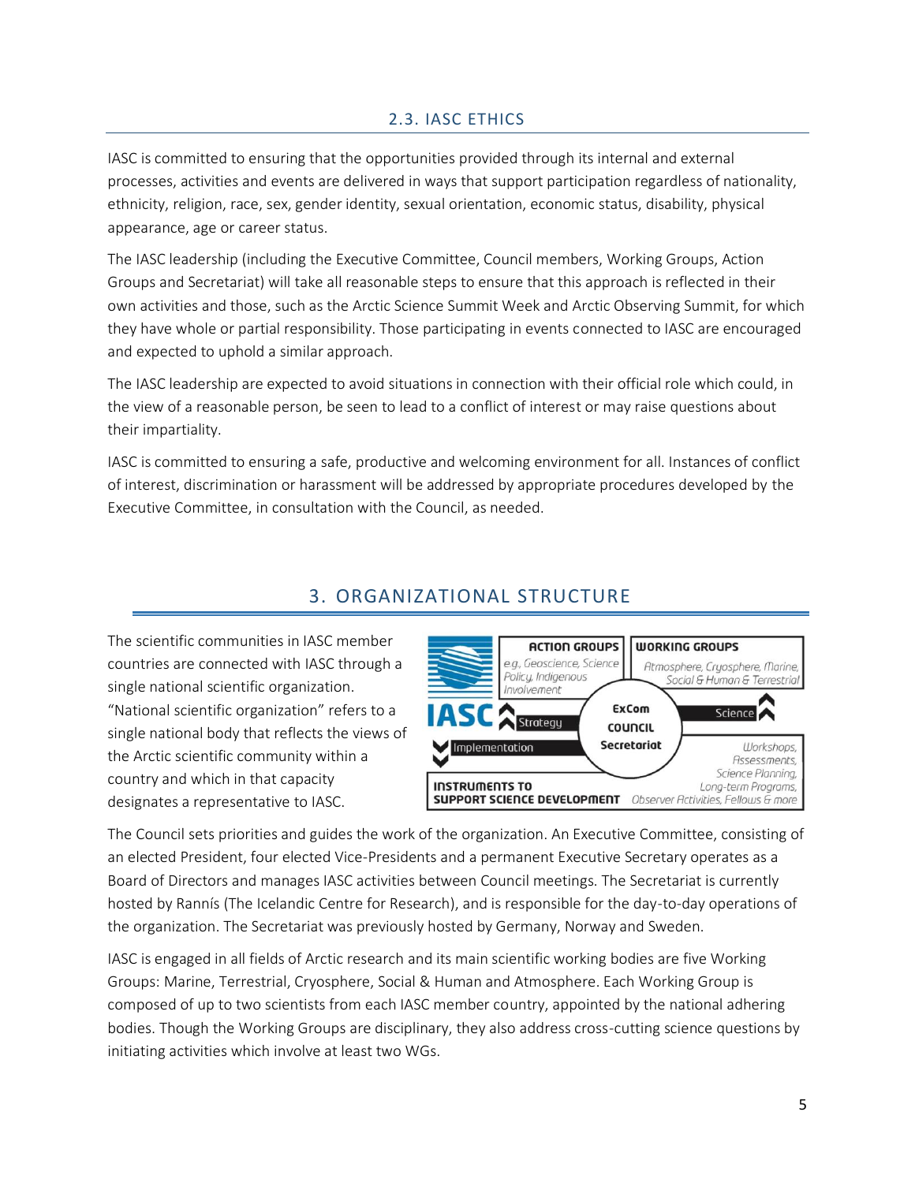## 2.3. IASC ETHICS

IASC is committed to ensuring that the opportunities provided through its internal and external processes, activities and events are delivered in ways that support participation regardless of nationality, ethnicity, religion, race, sex, gender identity, sexual orientation, economic status, disability, physical appearance, age or career status.

The IASC leadership (including the Executive Committee, Council members, Working Groups, Action Groups and Secretariat) will take all reasonable steps to ensure that this approach is reflected in their own activities and those, such as the Arctic Science Summit Week and Arctic Observing Summit, for which they have whole or partial responsibility. Those participating in events connected to IASC are encouraged and expected to uphold a similar approach.

The IASC leadership are expected to avoid situations in connection with their official role which could, in the view of a reasonable person, be seen to lead to a conflict of interest or may raise questions about their impartiality.

IASC is committed to ensuring a safe, productive and welcoming environment for all. Instances of conflict of interest, discrimination or harassment will be addressed by appropriate procedures developed by the Executive Committee, in consultation with the Council, as needed.

# 3. ORGANIZATIONAL STRUCTURE

The scientific communities in IASC member countries are connected with IASC through a single national scientific organization. "National scientific organization" refers to a single national body that reflects the views of the Arctic scientific community within a country and which in that capacity designates a representative to IASC.

The Council sets priorities and guides the work of the organization. An Executive Committee, consisting of an elected President, four elected Vice-Presidents and a permanent Executive Secretary operates as a Board of Directors and manages IASC activities between Council meetings. The Secretariat is currently hosted by Rannís (The Icelandic Centre for Research), and is responsible for the day-to-day operations of the organization. The Secretariat was previously hosted by Germany, Norway and Sweden.

IASC is engaged in all fields of Arctic research and its main scientific working bodies are five Working Groups: Marine, Terrestrial, Cryosphere, Social & Human and Atmosphere. Each Working Group is composed of up to two scientists from each IASC member country, appointed by the national adhering bodies. Though the Working Groups are disciplinary, they also address cross-cutting science questions by initiating activities which involve at least two WGs.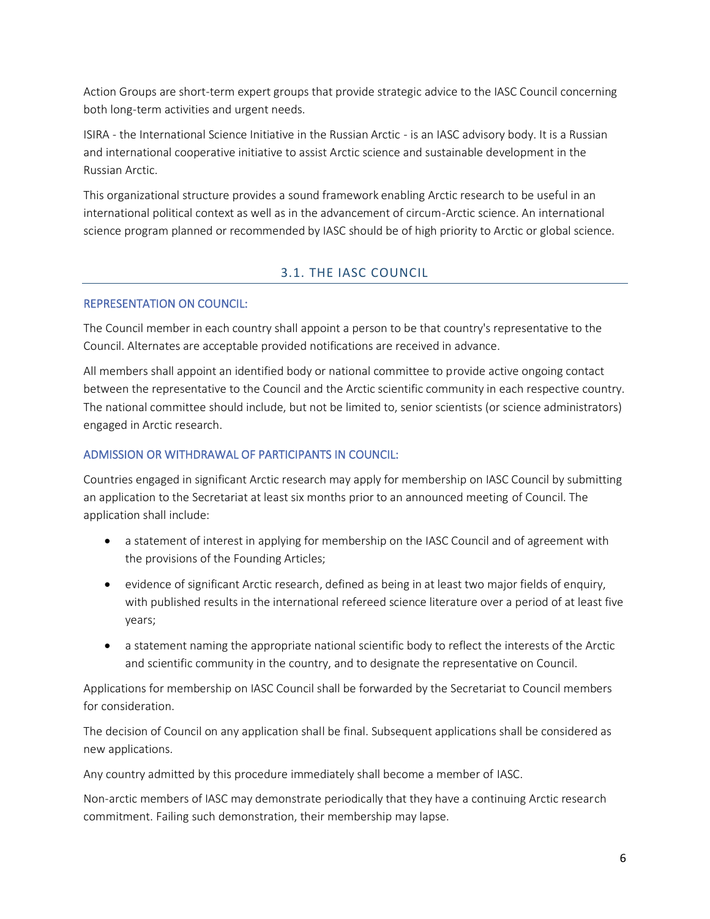Action Groups are short-term expert groups that provide strategic advice to the IASC Council concerning both long-term activities and urgent needs.

ISIRA - the International Science Initiative in the Russian Arctic - is an IASC advisory body. It is a Russian and international cooperative initiative to assist Arctic science and sustainable development in the Russian Arctic.

This organizational structure provides a sound framework enabling Arctic research to be useful in an international political context as well as in the advancement of circum-Arctic science. An international science program planned or recommended by IASC should be of high priority to Arctic or global science.

## 3.1. THE IASC COUNCIL

### REPRESENTATION ON COUNCIL:

The Council member in each country shall appoint a person to be that country's representative to the Council. Alternates are acceptable provided notifications are received in advance.

All members shall appoint an identified body or national committee to provide active ongoing contact between the representative to the Council and the Arctic scientific community in each respective country. The national committee should include, but not be limited to, senior scientists (or science administrators) engaged in Arctic research.

### ADMISSION OR WITHDRAWAL OF PARTICIPANTS IN COUNCIL:

Countries engaged in significant Arctic research may apply for membership on IASC Council by submitting an application to the Secretariat at least six months prior to an announced meeting of Council. The application shall include:

- a statement of interest in applying for membership on the IASC Council and of agreement with the provisions of the Founding Articles;
- evidence of significant Arctic research, defined as being in at least two major fields of enquiry, with published results in the international refereed science literature over a period of at least five years;
- a statement naming the appropriate national scientific body to reflect the interests of the Arctic and scientific community in the country, and to designate the representative on Council.

Applications for membership on IASC Council shall be forwarded by the Secretariat to Council members for consideration.

The decision of Council on any application shall be final. Subsequent applications shall be considered as new applications.

Any country admitted by this procedure immediately shall become a member of IASC.

Non-arctic members of IASC may demonstrate periodically that they have a continuing Arctic research commitment. Failing such demonstration, their membership may lapse.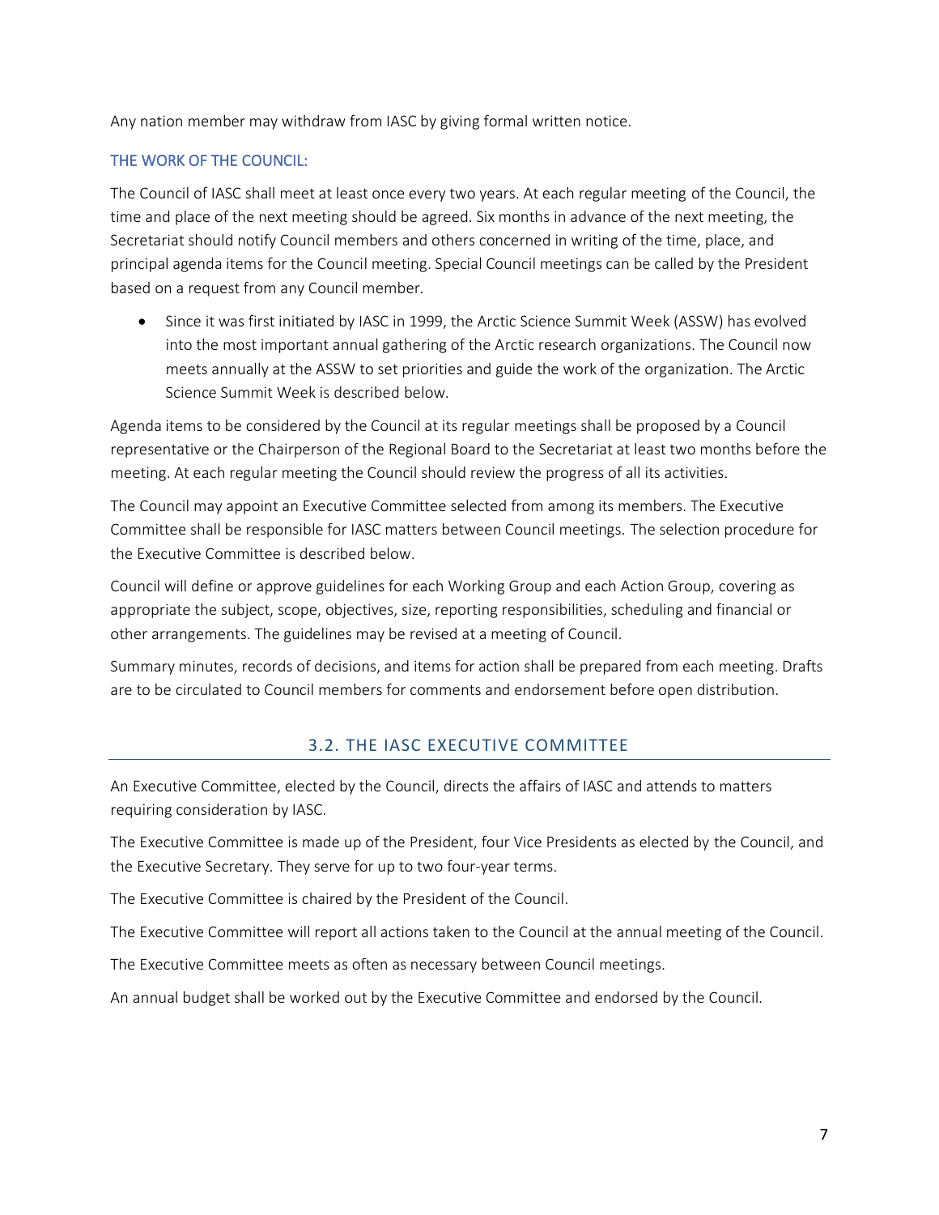Any nation member may withdraw from IASC by giving formal written notice.

### THE WORK OF THE COUNCIL:

The Council of IASC shall meet at least once every two years. At each regular meeting of the Council, the time and place of the next meeting should be agreed. Six months in advance of the next meeting, the Secretariat should notify Council members and others concerned in writing of the time, place, and principal agenda items for the Council meeting. Special Council meetings can be called by the President based on a request from any Council member.

- Since it was first initiated by IASC in 1999, the Arctic Science Summit Week (ASSW) has evolved into the most important annual gathering of the Arctic research organizations. The Council now meets annually at the ASSW to set priorities and guide the work of the organization. The Arctic Science Summit Week is described below.

Agenda items to be considered by the Council at its regular meetings shall be proposed by a Council representative or the Chairperson of the Regional Board to the Secretariat at least two months before the meeting. At each regular meeting the Council should review the progress of all its activities.

The Council may appoint an Executive Committee selected from among its members. The Executive Committee shall be responsible for IASC matters between Council meetings. The selection procedure for the Executive Committee is described below.

Council will define or approve guidelines for each Working Group and each Action Group, covering as appropriate the subject, scope, objectives, size, reporting responsibilities, scheduling and financial or other arrangements. The guidelines may be revised at a meeting of Council.

Summary minutes, records of decisions, and items for action shall be prepared from each meeting. Drafts are to be circulated to Council members for comments and endorsement before open distribution.

## 3.2. THE IASC EXECUTIVE COMMITTEE

An Executive Committee, elected by the Council, directs the affairs of IASC and attends to matters requiring consideration by IASC.

The Executive Committee is made up of the President, four Vice Presidents as elected by the Council, and the Executive Secretary. They serve for up to two four-year terms.

The Executive Committee is chaired by the President of the Council.

The Executive Committee will report all actions taken to the Council at the annual meeting of the Council.

The Executive Committee meets as often as necessary between Council meetings.

An annual budget shall be worked out by the Executive Committee and endorsed by the Council.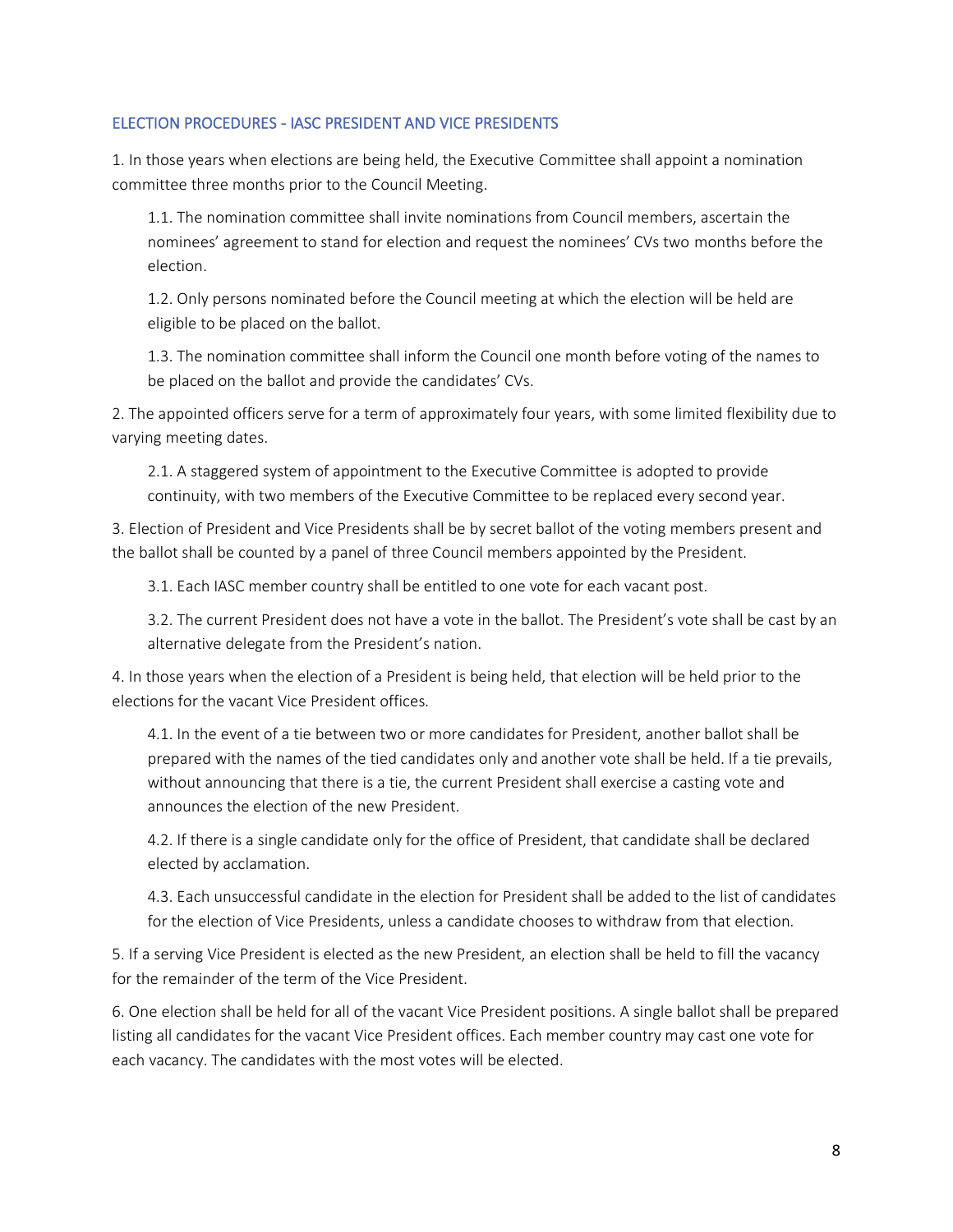## ELECTION PROCEDURES - IASC PRESIDENT AND VICE PRESIDENTS

1. In those years when elections are being held, the Executive Committee shall appoint a nomination committee three months prior to the Council Meeting.

   1.1. The nomination committee shall invite nominations from Council members, ascertain the nominees' agreement to stand for election and request the nominees' CVs two months before the election.

   1.2. Only persons nominated before the Council meeting at which the election will be held are eligible to be placed on the ballot.

   1.3. The nomination committee shall inform the Council one month before voting of the names to be placed on the ballot and provide the candidates' CVs.

2. The appointed officers serve for a term of approximately four years, with some limited flexibility due to varying meeting dates.

   2.1. A staggered system of appointment to the Executive Committee is adopted to provide continuity, with two members of the Executive Committee to be replaced every second year.

3. Election of President and Vice Presidents shall be by secret ballot of the voting members present and the ballot shall be counted by a panel of three Council members appointed by the President.

   3.1. Each IASC member country shall be entitled to one vote for each vacant post.

   3.2. The current President does not have a vote in the ballot. The President's vote shall be cast by an alternative delegate from the President's nation.

4. In those years when the election of a President is being held, that election will be held prior to the elections for the vacant Vice President offices.

   4.1. In the event of a tie between two or more candidates for President, another ballot shall be prepared with the names of the tied candidates only and another vote shall be held. If a tie prevails, without announcing that there is a tie, the current President shall exercise a casting vote and announces the election of the new President.

   4.2. If there is a single candidate only for the office of President, that candidate shall be declared elected by acclamation.

   4.3. Each unsuccessful candidate in the election for President shall be added to the list of candidates for the election of Vice Presidents, unless a candidate chooses to withdraw from that election.

5. If a serving Vice President is elected as the new President, an election shall be held to fill the vacancy for the remainder of the term of the Vice President.

6. One election shall be held for all of the vacant Vice President positions. A single ballot shall be prepared listing all candidates for the vacant Vice President offices. Each member country may cast one vote for each vacancy. The candidates with the most votes will be elected.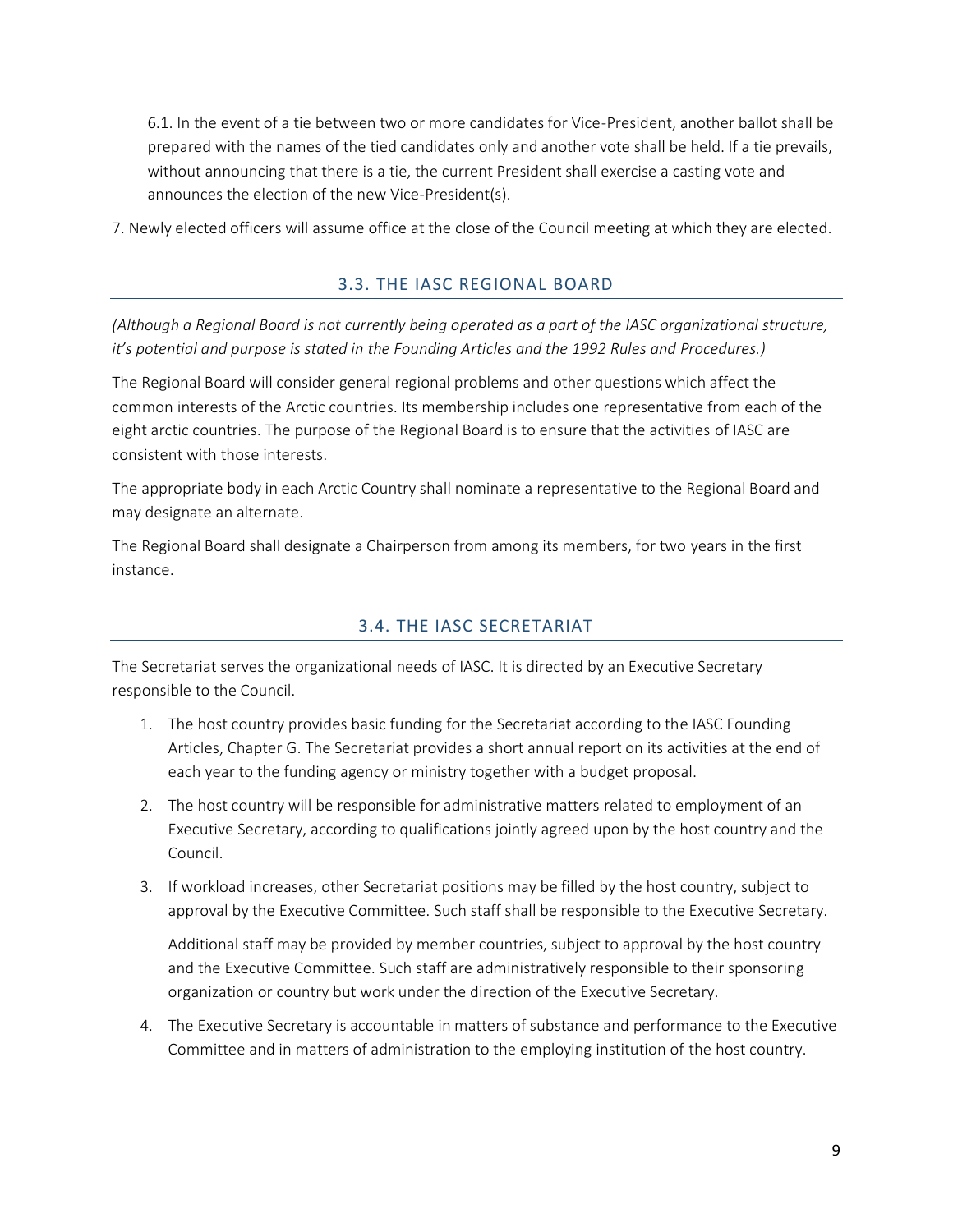6.1. In the event of a tie between two or more candidates for Vice-President, another ballot shall be prepared with the names of the tied candidates only and another vote shall be held. If a tie prevails, without announcing that there is a tie, the current President shall exercise a casting vote and announces the election of the new Vice-President(s).

7. Newly elected officers will assume office at the close of the Council meeting at which they are elected.

## 3.3. THE IASC REGIONAL BOARD

*(Although a Regional Board is not currently being operated as a part of the IASC organizational structure, it's potential and purpose is stated in the Founding Articles and the 1992 Rules and Procedures.)*

The Regional Board will consider general regional problems and other questions which affect the common interests of the Arctic countries. Its membership includes one representative from each of the eight arctic countries. The purpose of the Regional Board is to ensure that the activities of IASC are consistent with those interests.

The appropriate body in each Arctic Country shall nominate a representative to the Regional Board and may designate an alternate.

The Regional Board shall designate a Chairperson from among its members, for two years in the first instance.

## 3.4. THE IASC SECRETARIAT

The Secretariat serves the organizational needs of IASC. It is directed by an Executive Secretary responsible to the Council.

1. The host country provides basic funding for the Secretariat according to the IASC Founding Articles, Chapter G. The Secretariat provides a short annual report on its activities at the end of each year to the funding agency or ministry together with a budget proposal.
2. The host country will be responsible for administrative matters related to employment of an Executive Secretary, according to qualifications jointly agreed upon by the host country and the Council.
3. If workload increases, other Secretariat positions may be filled by the host country, subject to approval by the Executive Committee. Such staff shall be responsible to the Executive Secretary.

   Additional staff may be provided by member countries, subject to approval by the host country and the Executive Committee. Such staff are administratively responsible to their sponsoring organization or country but work under the direction of the Executive Secretary.
4. The Executive Secretary is accountable in matters of substance and performance to the Executive Committee and in matters of administration to the employing institution of the host country.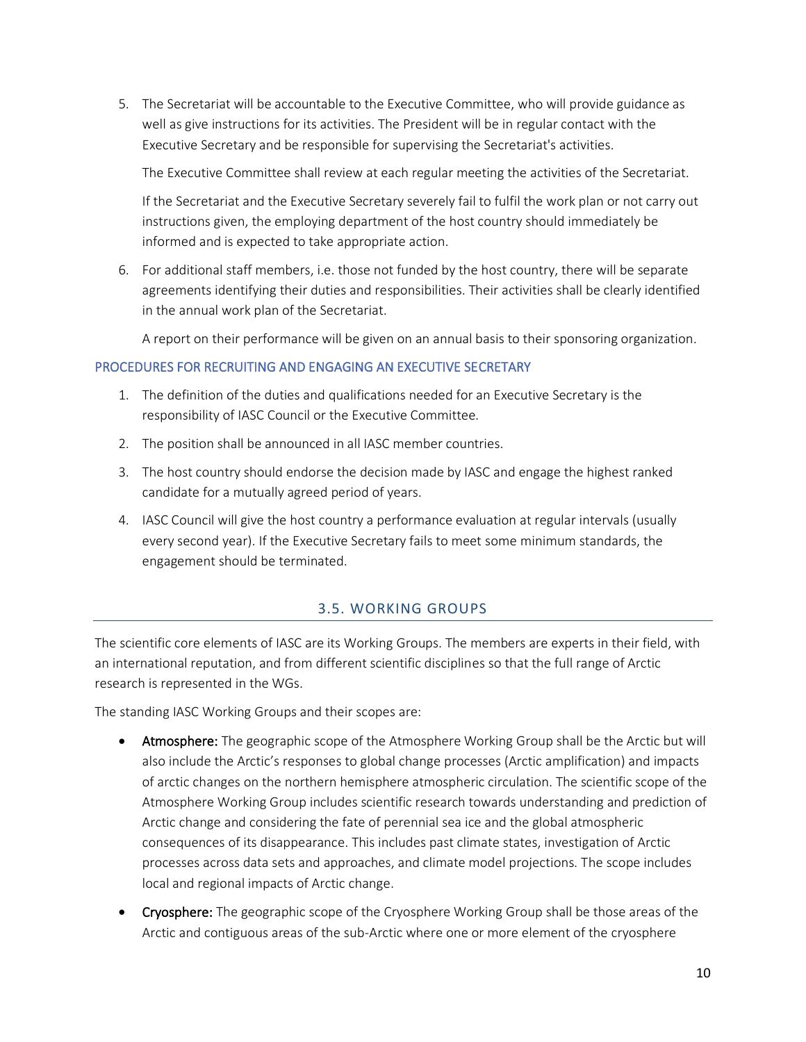5. The Secretariat will be accountable to the Executive Committee, who will provide guidance as well as give instructions for its activities. The President will be in regular contact with the Executive Secretary and be responsible for supervising the Secretariat's activities.

   The Executive Committee shall review at each regular meeting the activities of the Secretariat.

   If the Secretariat and the Executive Secretary severely fail to fulfil the work plan or not carry out instructions given, the employing department of the host country should immediately be informed and is expected to take appropriate action.

6. For additional staff members, i.e. those not funded by the host country, there will be separate agreements identifying their duties and responsibilities. Their activities shall be clearly identified in the annual work plan of the Secretariat.

   A report on their performance will be given on an annual basis to their sponsoring organization.

#### PROCEDURES FOR RECRUITING AND ENGAGING AN EXECUTIVE SECRETARY

1. The definition of the duties and qualifications needed for an Executive Secretary is the responsibility of IASC Council or the Executive Committee.
2. The position shall be announced in all IASC member countries.
3. The host country should endorse the decision made by IASC and engage the highest ranked candidate for a mutually agreed period of years.
4. IASC Council will give the host country a performance evaluation at regular intervals (usually every second year). If the Executive Secretary fails to meet some minimum standards, the engagement should be terminated.

### 3.5. WORKING GROUPS

The scientific core elements of IASC are its Working Groups. The members are experts in their field, with an international reputation, and from different scientific disciplines so that the full range of Arctic research is represented in the WGs.

The standing IASC Working Groups and their scopes are:

- **Atmosphere:** The geographic scope of the Atmosphere Working Group shall be the Arctic but will also include the Arctic's responses to global change processes (Arctic amplification) and impacts of arctic changes on the northern hemisphere atmospheric circulation. The scientific scope of the Atmosphere Working Group includes scientific research towards understanding and prediction of Arctic change and considering the fate of perennial sea ice and the global atmospheric consequences of its disappearance. This includes past climate states, investigation of Arctic processes across data sets and approaches, and climate model projections. The scope includes local and regional impacts of Arctic change.
- **Cryosphere:** The geographic scope of the Cryosphere Working Group shall be those areas of the Arctic and contiguous areas of the sub-Arctic where one or more element of the cryosphere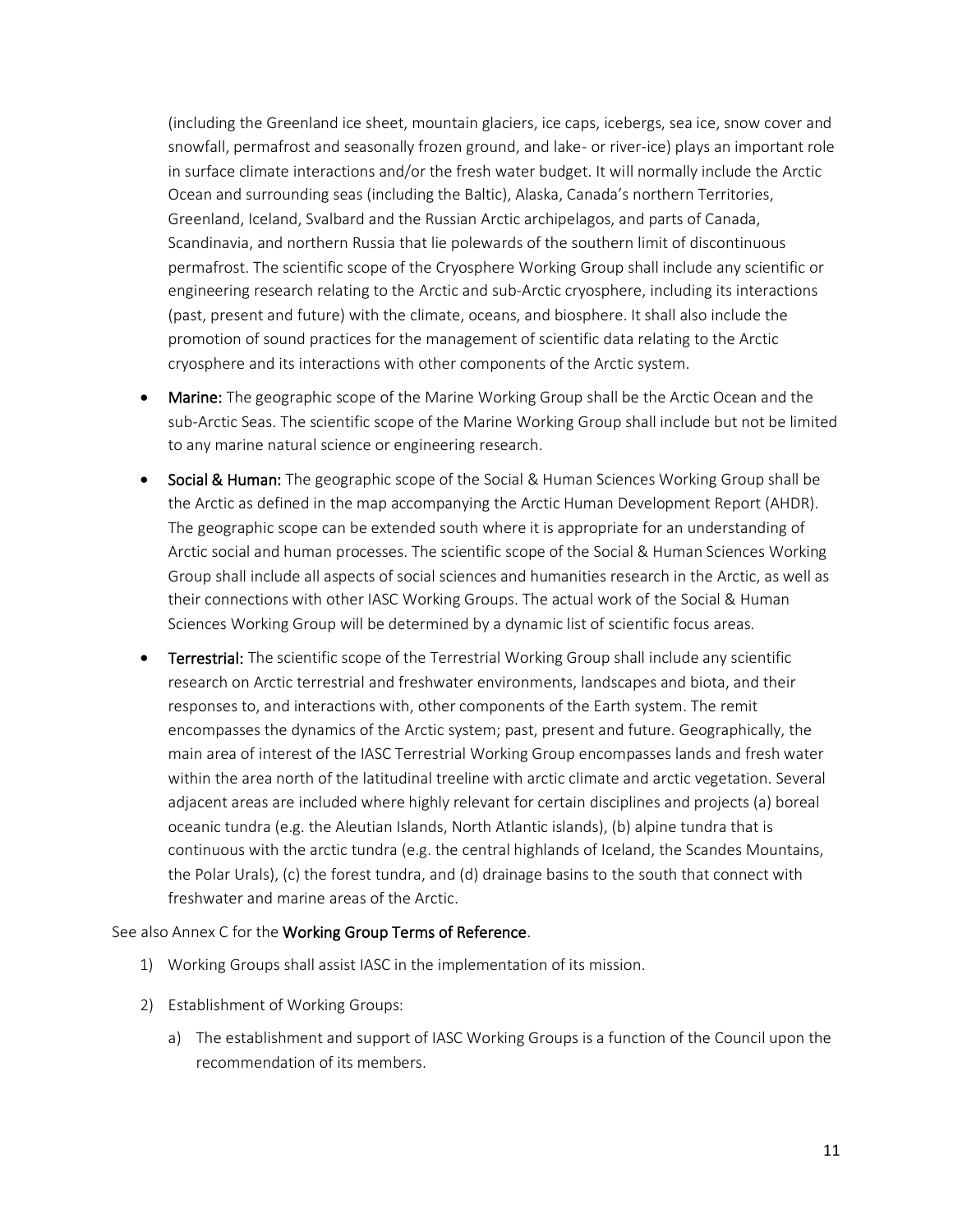(including the Greenland ice sheet, mountain glaciers, ice caps, icebergs, sea ice, snow cover and snowfall, permafrost and seasonally frozen ground, and lake- or river-ice) plays an important role in surface climate interactions and/or the fresh water budget. It will normally include the Arctic Ocean and surrounding seas (including the Baltic), Alaska, Canada's northern Territories, Greenland, Iceland, Svalbard and the Russian Arctic archipelagos, and parts of Canada, Scandinavia, and northern Russia that lie polewards of the southern limit of discontinuous permafrost. The scientific scope of the Cryosphere Working Group shall include any scientific or engineering research relating to the Arctic and sub-Arctic cryosphere, including its interactions (past, present and future) with the climate, oceans, and biosphere. It shall also include the promotion of sound practices for the management of scientific data relating to the Arctic cryosphere and its interactions with other components of the Arctic system.

- **Marine:** The geographic scope of the Marine Working Group shall be the Arctic Ocean and the sub-Arctic Seas. The scientific scope of the Marine Working Group shall include but not be limited to any marine natural science or engineering research.
- **Social & Human:** The geographic scope of the Social & Human Sciences Working Group shall be the Arctic as defined in the map accompanying the Arctic Human Development Report (AHDR). The geographic scope can be extended south where it is appropriate for an understanding of Arctic social and human processes. The scientific scope of the Social & Human Sciences Working Group shall include all aspects of social sciences and humanities research in the Arctic, as well as their connections with other IASC Working Groups. The actual work of the Social & Human Sciences Working Group will be determined by a dynamic list of scientific focus areas.
- **Terrestrial:** The scientific scope of the Terrestrial Working Group shall include any scientific research on Arctic terrestrial and freshwater environments, landscapes and biota, and their responses to, and interactions with, other components of the Earth system. The remit encompasses the dynamics of the Arctic system; past, present and future. Geographically, the main area of interest of the IASC Terrestrial Working Group encompasses lands and fresh water within the area north of the latitudinal treeline with arctic climate and arctic vegetation. Several adjacent areas are included where highly relevant for certain disciplines and projects (a) boreal oceanic tundra (e.g. the Aleutian Islands, North Atlantic islands), (b) alpine tundra that is continuous with the arctic tundra (e.g. the central highlands of Iceland, the Scandes Mountains, the Polar Urals), (c) the forest tundra, and (d) drainage basins to the south that connect with freshwater and marine areas of the Arctic.

See also Annex C for the **Working Group Terms of Reference**.

1) Working Groups shall assist IASC in the implementation of its mission.
2) Establishment of Working Groups:
   a) The establishment and support of IASC Working Groups is a function of the Council upon the recommendation of its members.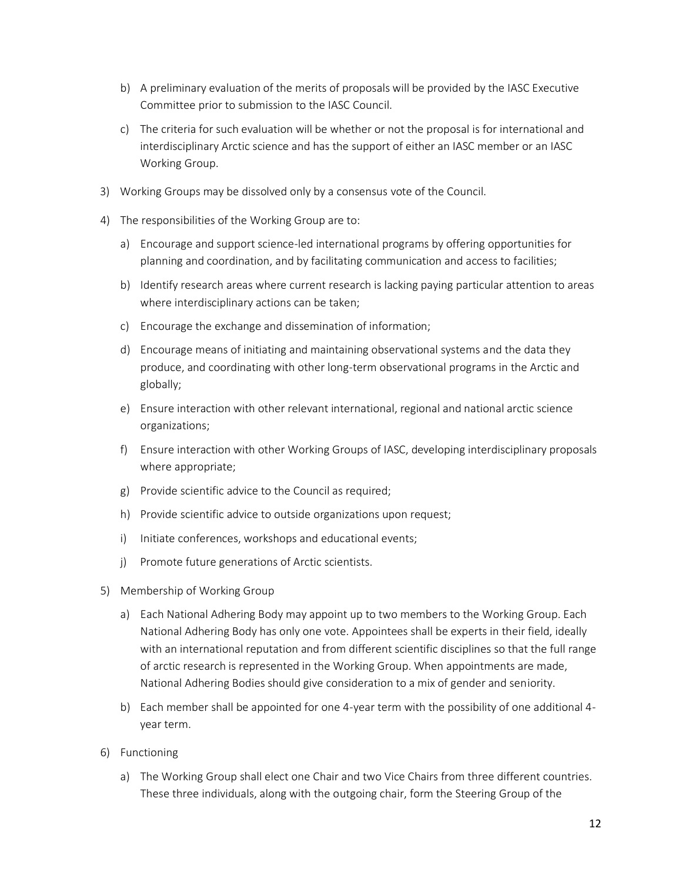b) A preliminary evaluation of the merits of proposals will be provided by the IASC Executive Committee prior to submission to the IASC Council.

c) The criteria for such evaluation will be whether or not the proposal is for international and interdisciplinary Arctic science and has the support of either an IASC member or an IASC Working Group.

3) Working Groups may be dissolved only by a consensus vote of the Council.

4) The responsibilities of the Working Group are to:

   a) Encourage and support science-led international programs by offering opportunities for planning and coordination, and by facilitating communication and access to facilities;

   b) Identify research areas where current research is lacking paying particular attention to areas where interdisciplinary actions can be taken;

   c) Encourage the exchange and dissemination of information;

   d) Encourage means of initiating and maintaining observational systems and the data they produce, and coordinating with other long-term observational programs in the Arctic and globally;

   e) Ensure interaction with other relevant international, regional and national arctic science organizations;

   f) Ensure interaction with other Working Groups of IASC, developing interdisciplinary proposals where appropriate;

   g) Provide scientific advice to the Council as required;

   h) Provide scientific advice to outside organizations upon request;

   i) Initiate conferences, workshops and educational events;

   j) Promote future generations of Arctic scientists.

5) Membership of Working Group

   a) Each National Adhering Body may appoint up to two members to the Working Group. Each National Adhering Body has only one vote. Appointees shall be experts in their field, ideally with an international reputation and from different scientific disciplines so that the full range of arctic research is represented in the Working Group. When appointments are made, National Adhering Bodies should give consideration to a mix of gender and seniority.

   b) Each member shall be appointed for one 4-year term with the possibility of one additional 4-year term.

6) Functioning

   a) The Working Group shall elect one Chair and two Vice Chairs from three different countries. These three individuals, along with the outgoing chair, form the Steering Group of the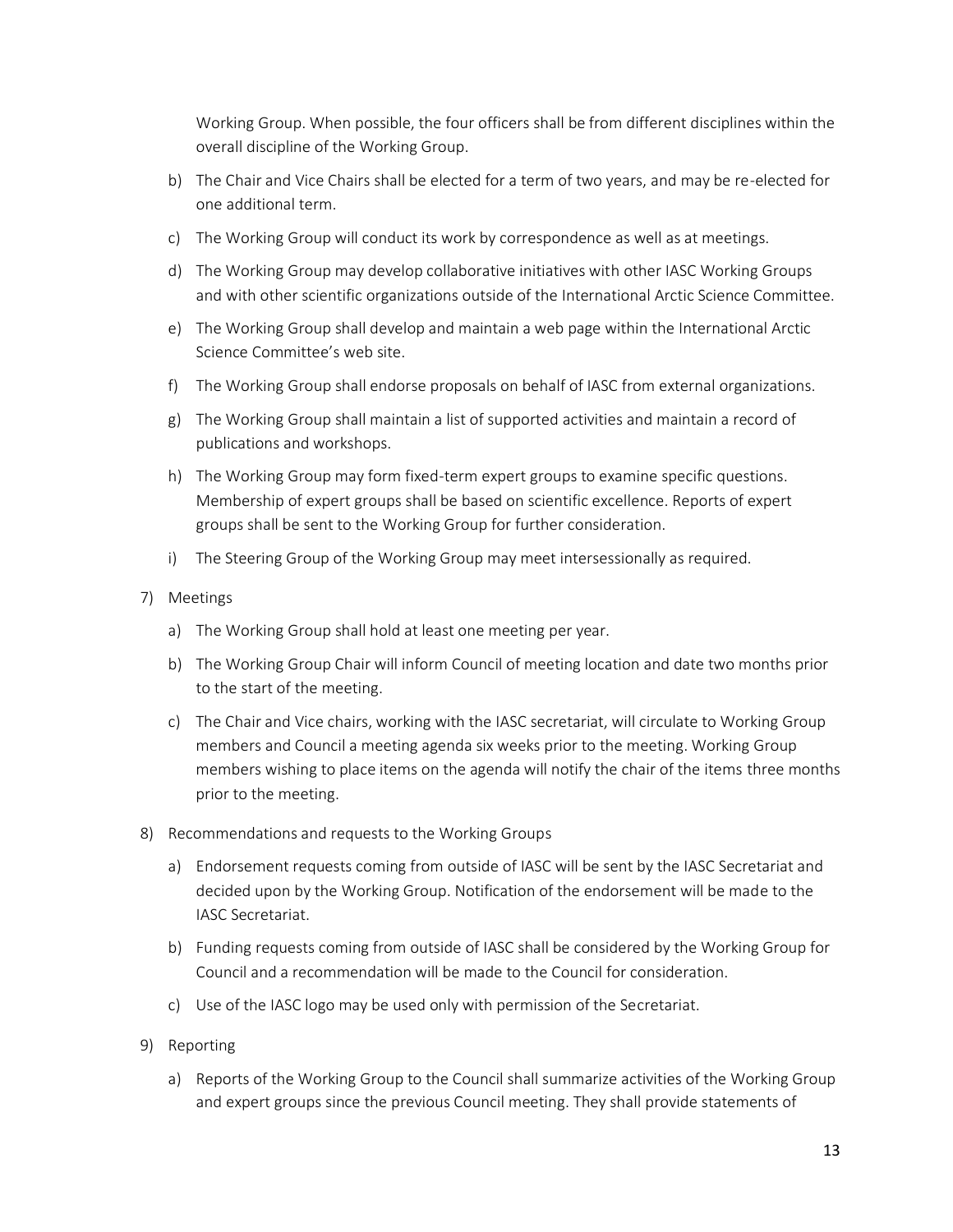Working Group. When possible, the four officers shall be from different disciplines within the overall discipline of the Working Group.

b) The Chair and Vice Chairs shall be elected for a term of two years, and may be re-elected for one additional term.

c) The Working Group will conduct its work by correspondence as well as at meetings.

d) The Working Group may develop collaborative initiatives with other IASC Working Groups and with other scientific organizations outside of the International Arctic Science Committee.

e) The Working Group shall develop and maintain a web page within the International Arctic Science Committee's web site.

f) The Working Group shall endorse proposals on behalf of IASC from external organizations.

g) The Working Group shall maintain a list of supported activities and maintain a record of publications and workshops.

h) The Working Group may form fixed-term expert groups to examine specific questions. Membership of expert groups shall be based on scientific excellence. Reports of expert groups shall be sent to the Working Group for further consideration.

i) The Steering Group of the Working Group may meet intersessionally as required.

7) Meetings

   a) The Working Group shall hold at least one meeting per year.

   b) The Working Group Chair will inform Council of meeting location and date two months prior to the start of the meeting.

   c) The Chair and Vice chairs, working with the IASC secretariat, will circulate to Working Group members and Council a meeting agenda six weeks prior to the meeting. Working Group members wishing to place items on the agenda will notify the chair of the items three months prior to the meeting.

8) Recommendations and requests to the Working Groups

   a) Endorsement requests coming from outside of IASC will be sent by the IASC Secretariat and decided upon by the Working Group. Notification of the endorsement will be made to the IASC Secretariat.

   b) Funding requests coming from outside of IASC shall be considered by the Working Group for Council and a recommendation will be made to the Council for consideration.

   c) Use of the IASC logo may be used only with permission of the Secretariat.

9) Reporting

   a) Reports of the Working Group to the Council shall summarize activities of the Working Group and expert groups since the previous Council meeting. They shall provide statements of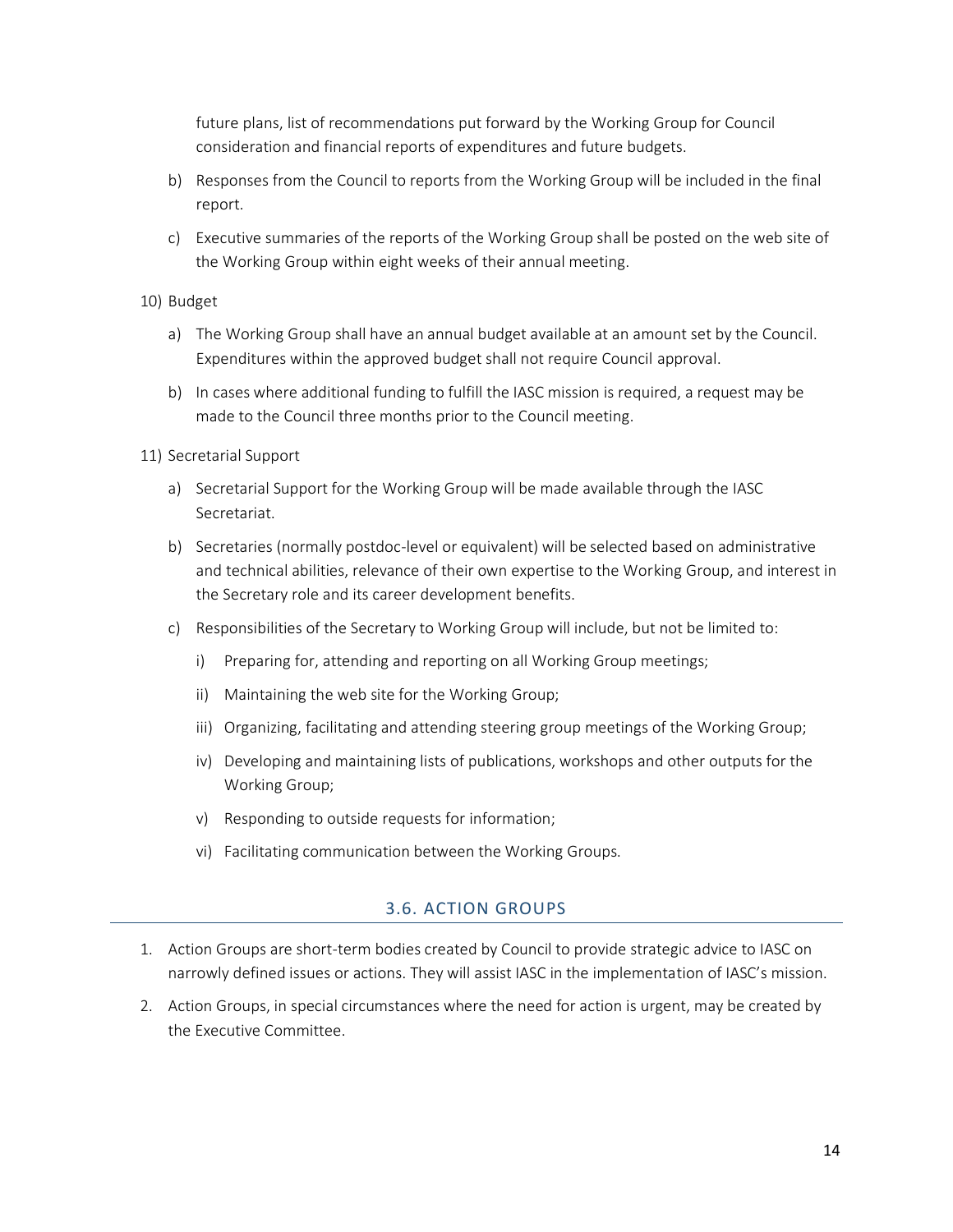future plans, list of recommendations put forward by the Working Group for Council consideration and financial reports of expenditures and future budgets.

b) Responses from the Council to reports from the Working Group will be included in the final report.

c) Executive summaries of the reports of the Working Group shall be posted on the web site of the Working Group within eight weeks of their annual meeting.

10) Budget

a) The Working Group shall have an annual budget available at an amount set by the Council. Expenditures within the approved budget shall not require Council approval.

b) In cases where additional funding to fulfill the IASC mission is required, a request may be made to the Council three months prior to the Council meeting.

11) Secretarial Support

a) Secretarial Support for the Working Group will be made available through the IASC Secretariat.

b) Secretaries (normally postdoc-level or equivalent) will be selected based on administrative and technical abilities, relevance of their own expertise to the Working Group, and interest in the Secretary role and its career development benefits.

c) Responsibilities of the Secretary to Working Group will include, but not be limited to:

i) Preparing for, attending and reporting on all Working Group meetings;

ii) Maintaining the web site for the Working Group;

iii) Organizing, facilitating and attending steering group meetings of the Working Group;

iv) Developing and maintaining lists of publications, workshops and other outputs for the Working Group;

v) Responding to outside requests for information;

vi) Facilitating communication between the Working Groups.

## 3.6. ACTION GROUPS

1. Action Groups are short-term bodies created by Council to provide strategic advice to IASC on narrowly defined issues or actions. They will assist IASC in the implementation of IASC's mission.
2. Action Groups, in special circumstances where the need for action is urgent, may be created by the Executive Committee.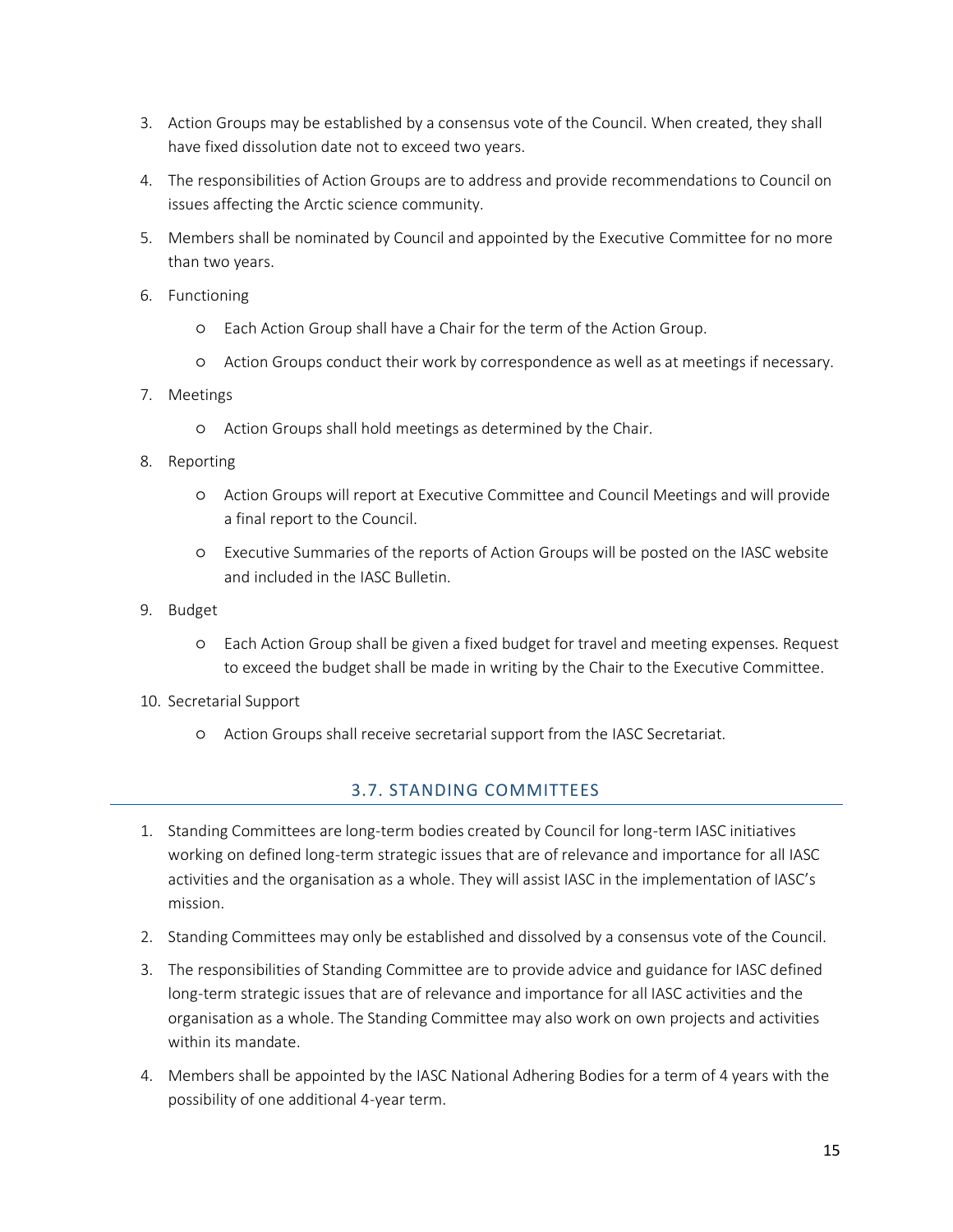3. Action Groups may be established by a consensus vote of the Council. When created, they shall have fixed dissolution date not to exceed two years.

4. The responsibilities of Action Groups are to address and provide recommendations to Council on issues affecting the Arctic science community.

5. Members shall be nominated by Council and appointed by the Executive Committee for no more than two years.

6. Functioning
   - Each Action Group shall have a Chair for the term of the Action Group.
   - Action Groups conduct their work by correspondence as well as at meetings if necessary.

7. Meetings
   - Action Groups shall hold meetings as determined by the Chair.

8. Reporting
   - Action Groups will report at Executive Committee and Council Meetings and will provide a final report to the Council.
   - Executive Summaries of the reports of Action Groups will be posted on the IASC website and included in the IASC Bulletin.

9. Budget
   - Each Action Group shall be given a fixed budget for travel and meeting expenses. Request to exceed the budget shall be made in writing by the Chair to the Executive Committee.

10. Secretarial Support
    - Action Groups shall receive secretarial support from the IASC Secretariat.

## 3.7. STANDING COMMITTEES

1. Standing Committees are long-term bodies created by Council for long-term IASC initiatives working on defined long-term strategic issues that are of relevance and importance for all IASC activities and the organisation as a whole. They will assist IASC in the implementation of IASC's mission.

2. Standing Committees may only be established and dissolved by a consensus vote of the Council.

3. The responsibilities of Standing Committee are to provide advice and guidance for IASC defined long-term strategic issues that are of relevance and importance for all IASC activities and the organisation as a whole. The Standing Committee may also work on own projects and activities within its mandate.

4. Members shall be appointed by the IASC National Adhering Bodies for a term of 4 years with the possibility of one additional 4-year term.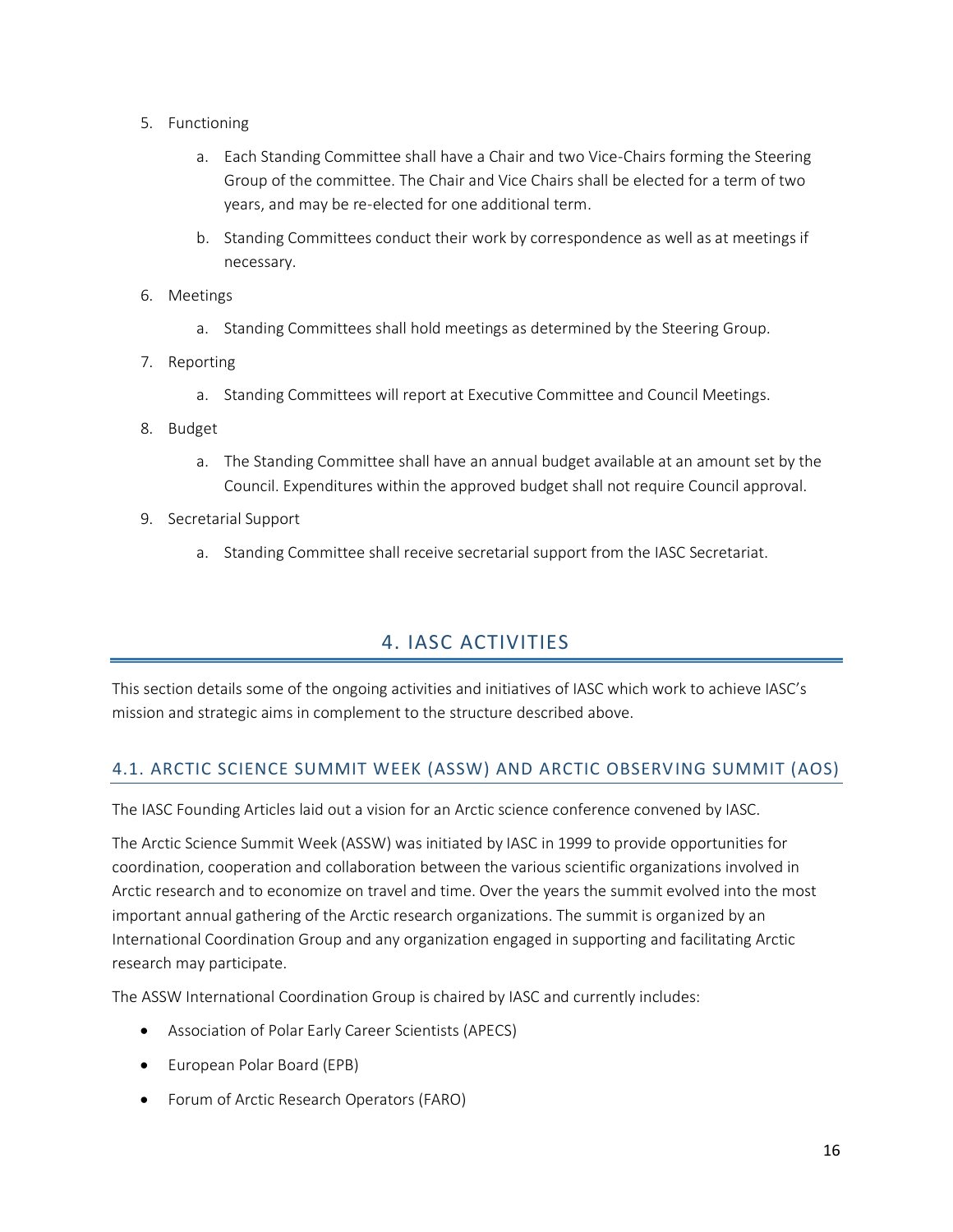5. Functioning

    a. Each Standing Committee shall have a Chair and two Vice-Chairs forming the Steering Group of the committee. The Chair and Vice Chairs shall be elected for a term of two years, and may be re-elected for one additional term.

    b. Standing Committees conduct their work by correspondence as well as at meetings if necessary.

6. Meetings

    a. Standing Committees shall hold meetings as determined by the Steering Group.

7. Reporting

    a. Standing Committees will report at Executive Committee and Council Meetings.

8. Budget

    a. The Standing Committee shall have an annual budget available at an amount set by the Council. Expenditures within the approved budget shall not require Council approval.

9. Secretarial Support

    a. Standing Committee shall receive secretarial support from the IASC Secretariat.

# 4. IASC ACTIVITIES

This section details some of the ongoing activities and initiatives of IASC which work to achieve IASC's mission and strategic aims in complement to the structure described above.

## 4.1. ARCTIC SCIENCE SUMMIT WEEK (ASSW) AND ARCTIC OBSERVING SUMMIT (AOS)

The IASC Founding Articles laid out a vision for an Arctic science conference convened by IASC.

The Arctic Science Summit Week (ASSW) was initiated by IASC in 1999 to provide opportunities for coordination, cooperation and collaboration between the various scientific organizations involved in Arctic research and to economize on travel and time. Over the years the summit evolved into the most important annual gathering of the Arctic research organizations. The summit is organized by an International Coordination Group and any organization engaged in supporting and facilitating Arctic research may participate.

The ASSW International Coordination Group is chaired by IASC and currently includes:

- Association of Polar Early Career Scientists (APECS)
- European Polar Board (EPB)
- Forum of Arctic Research Operators (FARO)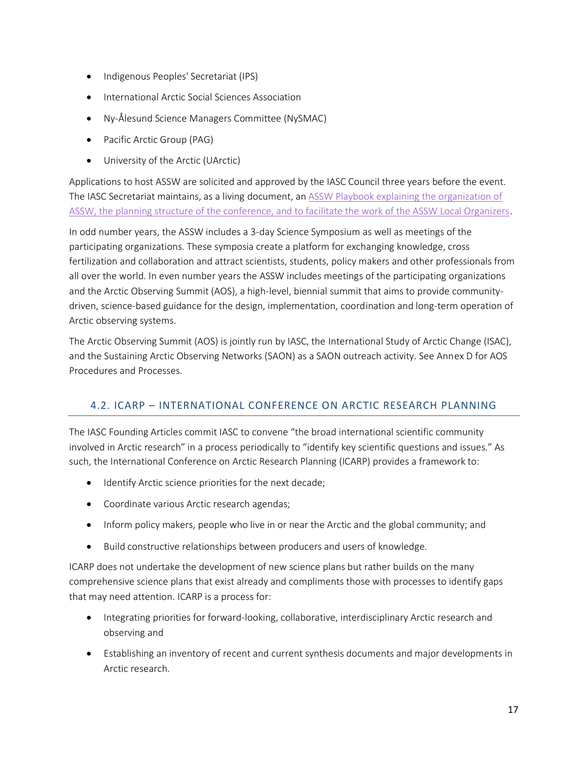- Indigenous Peoples' Secretariat (IPS)
- International Arctic Social Sciences Association
- Ny-Ålesund Science Managers Committee (NySMAC)
- Pacific Arctic Group (PAG)
- University of the Arctic (UArctic)

Applications to host ASSW are solicited and approved by the IASC Council three years before the event. The IASC Secretariat maintains, as a living document, an ASSW Playbook explaining the organization of ASSW, the planning structure of the conference, and to facilitate the work of the ASSW Local Organizers.

In odd number years, the ASSW includes a 3-day Science Symposium as well as meetings of the participating organizations. These symposia create a platform for exchanging knowledge, cross fertilization and collaboration and attract scientists, students, policy makers and other professionals from all over the world. In even number years the ASSW includes meetings of the participating organizations and the Arctic Observing Summit (AOS), a high-level, biennial summit that aims to provide community-driven, science-based guidance for the design, implementation, coordination and long-term operation of Arctic observing systems.

The Arctic Observing Summit (AOS) is jointly run by IASC, the International Study of Arctic Change (ISAC), and the Sustaining Arctic Observing Networks (SAON) as a SAON outreach activity. See Annex D for AOS Procedures and Processes.

## 4.2. ICARP – INTERNATIONAL CONFERENCE ON ARCTIC RESEARCH PLANNING

The IASC Founding Articles commit IASC to convene "the broad international scientific community involved in Arctic research" in a process periodically to "identify key scientific questions and issues." As such, the International Conference on Arctic Research Planning (ICARP) provides a framework to:

- Identify Arctic science priorities for the next decade;
- Coordinate various Arctic research agendas;
- Inform policy makers, people who live in or near the Arctic and the global community; and
- Build constructive relationships between producers and users of knowledge.

ICARP does not undertake the development of new science plans but rather builds on the many comprehensive science plans that exist already and compliments those with processes to identify gaps that may need attention. ICARP is a process for:

- Integrating priorities for forward-looking, collaborative, interdisciplinary Arctic research and observing and
- Establishing an inventory of recent and current synthesis documents and major developments in Arctic research.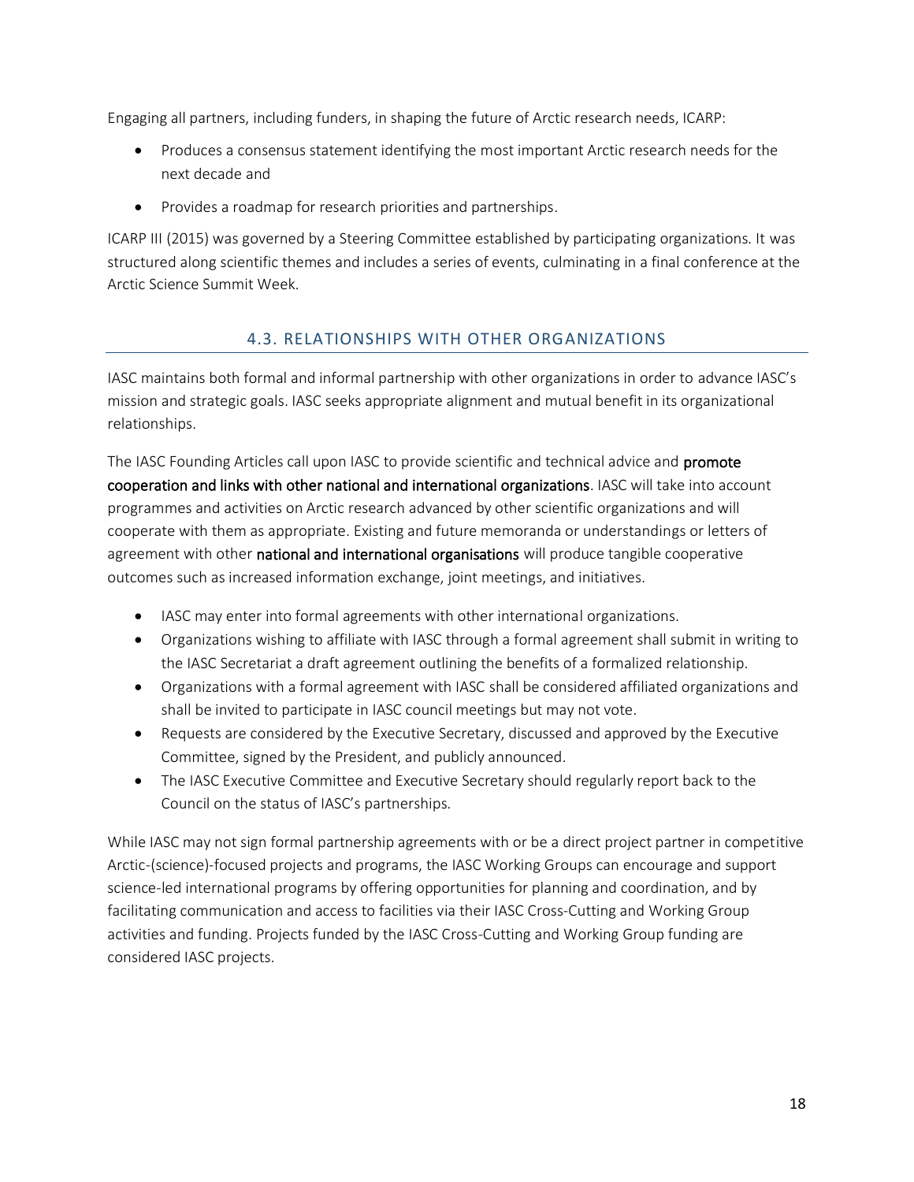Engaging all partners, including funders, in shaping the future of Arctic research needs, ICARP:

- Produces a consensus statement identifying the most important Arctic research needs for the next decade and
- Provides a roadmap for research priorities and partnerships.

ICARP III (2015) was governed by a Steering Committee established by participating organizations. It was structured along scientific themes and includes a series of events, culminating in a final conference at the Arctic Science Summit Week.

## 4.3. RELATIONSHIPS WITH OTHER ORGANIZATIONS

IASC maintains both formal and informal partnership with other organizations in order to advance IASC's mission and strategic goals. IASC seeks appropriate alignment and mutual benefit in its organizational relationships.

The IASC Founding Articles call upon IASC to provide scientific and technical advice and promote cooperation and links with other national and international organizations. IASC will take into account programmes and activities on Arctic research advanced by other scientific organizations and will cooperate with them as appropriate. Existing and future memoranda or understandings or letters of agreement with other national and international organisations will produce tangible cooperative outcomes such as increased information exchange, joint meetings, and initiatives.

- IASC may enter into formal agreements with other international organizations.
- Organizations wishing to affiliate with IASC through a formal agreement shall submit in writing to the IASC Secretariat a draft agreement outlining the benefits of a formalized relationship.
- Organizations with a formal agreement with IASC shall be considered affiliated organizations and shall be invited to participate in IASC council meetings but may not vote.
- Requests are considered by the Executive Secretary, discussed and approved by the Executive Committee, signed by the President, and publicly announced.
- The IASC Executive Committee and Executive Secretary should regularly report back to the Council on the status of IASC's partnerships.

While IASC may not sign formal partnership agreements with or be a direct project partner in competitive Arctic-(science)-focused projects and programs, the IASC Working Groups can encourage and support science-led international programs by offering opportunities for planning and coordination, and by facilitating communication and access to facilities via their IASC Cross-Cutting and Working Group activities and funding. Projects funded by the IASC Cross-Cutting and Working Group funding are considered IASC projects.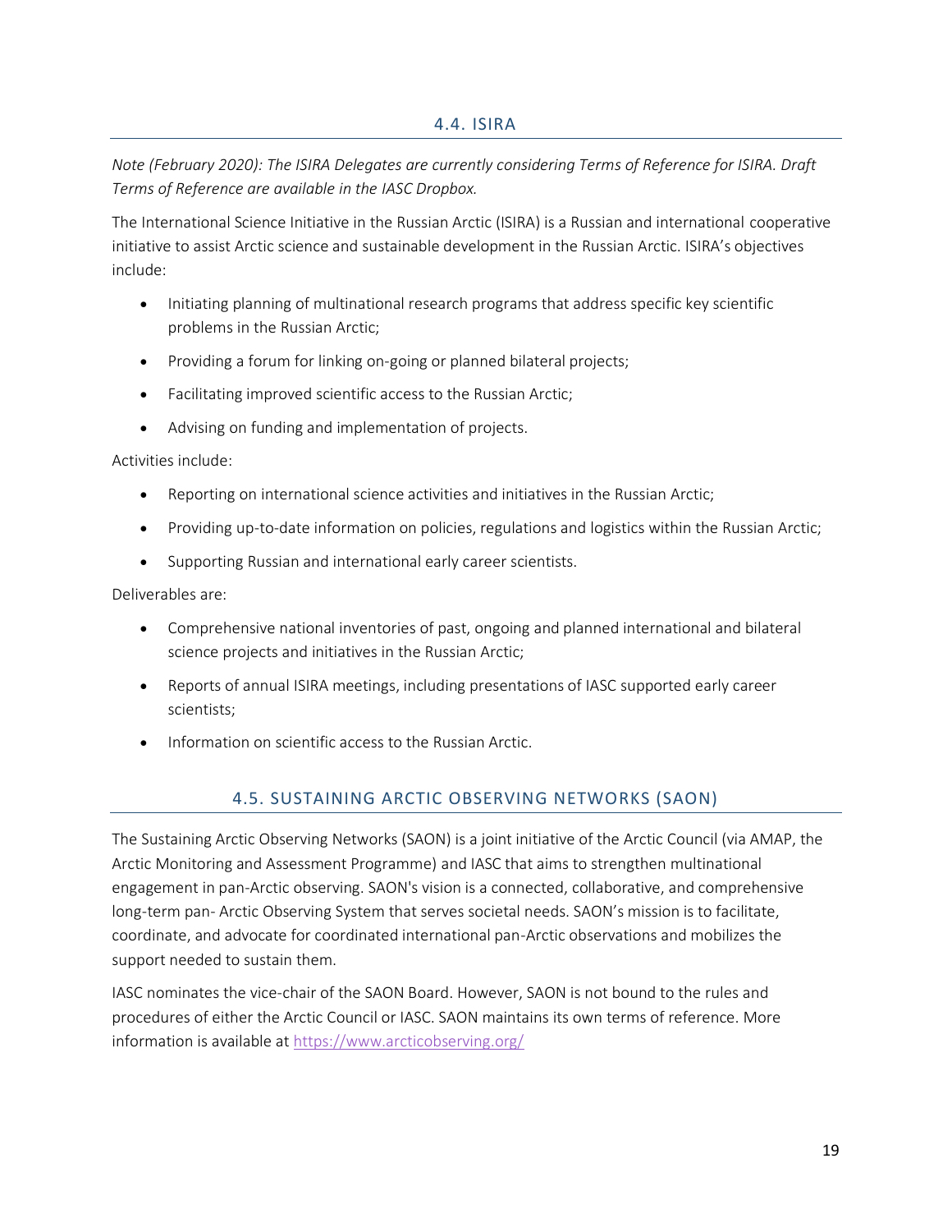## 4.4. ISIRA

*Note (February 2020): The ISIRA Delegates are currently considering Terms of Reference for ISIRA. Draft Terms of Reference are available in the IASC Dropbox.*

The International Science Initiative in the Russian Arctic (ISIRA) is a Russian and international cooperative initiative to assist Arctic science and sustainable development in the Russian Arctic. ISIRA's objectives include:

- Initiating planning of multinational research programs that address specific key scientific problems in the Russian Arctic;
- Providing a forum for linking on-going or planned bilateral projects;
- Facilitating improved scientific access to the Russian Arctic;
- Advising on funding and implementation of projects.

Activities include:

- Reporting on international science activities and initiatives in the Russian Arctic;
- Providing up-to-date information on policies, regulations and logistics within the Russian Arctic;
- Supporting Russian and international early career scientists.

Deliverables are:

- Comprehensive national inventories of past, ongoing and planned international and bilateral science projects and initiatives in the Russian Arctic;
- Reports of annual ISIRA meetings, including presentations of IASC supported early career scientists;
- Information on scientific access to the Russian Arctic.

## 4.5. SUSTAINING ARCTIC OBSERVING NETWORKS (SAON)

The Sustaining Arctic Observing Networks (SAON) is a joint initiative of the Arctic Council (via AMAP, the Arctic Monitoring and Assessment Programme) and IASC that aims to strengthen multinational engagement in pan-Arctic observing. SAON's vision is a connected, collaborative, and comprehensive long-term pan- Arctic Observing System that serves societal needs. SAON's mission is to facilitate, coordinate, and advocate for coordinated international pan-Arctic observations and mobilizes the support needed to sustain them.

IASC nominates the vice-chair of the SAON Board. However, SAON is not bound to the rules and procedures of either the Arctic Council or IASC. SAON maintains its own terms of reference. More information is available at https://www.arcticobserving.org/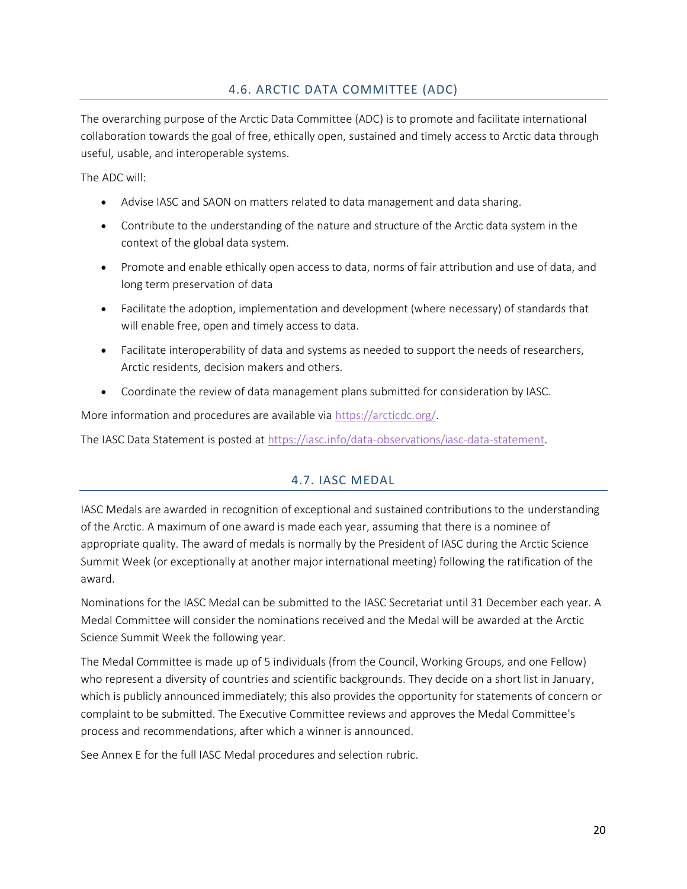## 4.6. ARCTIC DATA COMMITTEE (ADC)

The overarching purpose of the Arctic Data Committee (ADC) is to promote and facilitate international collaboration towards the goal of free, ethically open, sustained and timely access to Arctic data through useful, usable, and interoperable systems.

The ADC will:

- Advise IASC and SAON on matters related to data management and data sharing.
- Contribute to the understanding of the nature and structure of the Arctic data system in the context of the global data system.
- Promote and enable ethically open access to data, norms of fair attribution and use of data, and long term preservation of data
- Facilitate the adoption, implementation and development (where necessary) of standards that will enable free, open and timely access to data.
- Facilitate interoperability of data and systems as needed to support the needs of researchers, Arctic residents, decision makers and others.
- Coordinate the review of data management plans submitted for consideration by IASC.

More information and procedures are available via [https://arcticdc.org/](https://arcticdc.org/).

The IASC Data Statement is posted at [https://iasc.info/data-observations/iasc-data-statement](https://iasc.info/data-observations/iasc-data-statement).

## 4.7. IASC MEDAL

IASC Medals are awarded in recognition of exceptional and sustained contributions to the understanding of the Arctic. A maximum of one award is made each year, assuming that there is a nominee of appropriate quality. The award of medals is normally by the President of IASC during the Arctic Science Summit Week (or exceptionally at another major international meeting) following the ratification of the award.

Nominations for the IASC Medal can be submitted to the IASC Secretariat until 31 December each year. A Medal Committee will consider the nominations received and the Medal will be awarded at the Arctic Science Summit Week the following year.

The Medal Committee is made up of 5 individuals (from the Council, Working Groups, and one Fellow) who represent a diversity of countries and scientific backgrounds. They decide on a short list in January, which is publicly announced immediately; this also provides the opportunity for statements of concern or complaint to be submitted. The Executive Committee reviews and approves the Medal Committee's process and recommendations, after which a winner is announced.

See Annex E for the full IASC Medal procedures and selection rubric.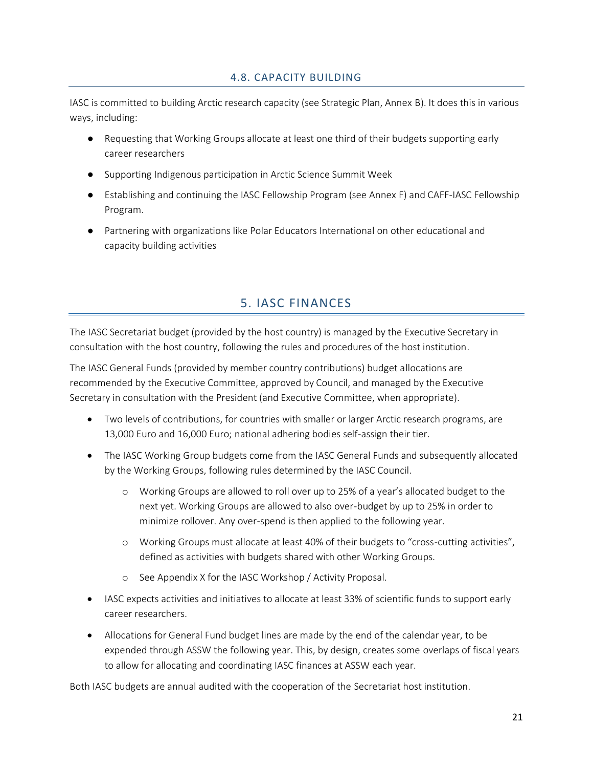### 4.8. CAPACITY BUILDING

IASC is committed to building Arctic research capacity (see Strategic Plan, Annex B). It does this in various ways, including:

- Requesting that Working Groups allocate at least one third of their budgets supporting early career researchers
- Supporting Indigenous participation in Arctic Science Summit Week
- Establishing and continuing the IASC Fellowship Program (see Annex F) and CAFF-IASC Fellowship Program.
- Partnering with organizations like Polar Educators International on other educational and capacity building activities

## 5. IASC FINANCES

The IASC Secretariat budget (provided by the host country) is managed by the Executive Secretary in consultation with the host country, following the rules and procedures of the host institution.

The IASC General Funds (provided by member country contributions) budget allocations are recommended by the Executive Committee, approved by Council, and managed by the Executive Secretary in consultation with the President (and Executive Committee, when appropriate).

- Two levels of contributions, for countries with smaller or larger Arctic research programs, are 13,000 Euro and 16,000 Euro; national adhering bodies self-assign their tier.
- The IASC Working Group budgets come from the IASC General Funds and subsequently allocated by the Working Groups, following rules determined by the IASC Council.
  - Working Groups are allowed to roll over up to 25% of a year's allocated budget to the next yet. Working Groups are allowed to also over-budget by up to 25% in order to minimize rollover. Any over-spend is then applied to the following year.
  - Working Groups must allocate at least 40% of their budgets to "cross-cutting activities", defined as activities with budgets shared with other Working Groups.
  - See Appendix X for the IASC Workshop / Activity Proposal.
- IASC expects activities and initiatives to allocate at least 33% of scientific funds to support early career researchers.
- Allocations for General Fund budget lines are made by the end of the calendar year, to be expended through ASSW the following year. This, by design, creates some overlaps of fiscal years to allow for allocating and coordinating IASC finances at ASSW each year.

Both IASC budgets are annual audited with the cooperation of the Secretariat host institution.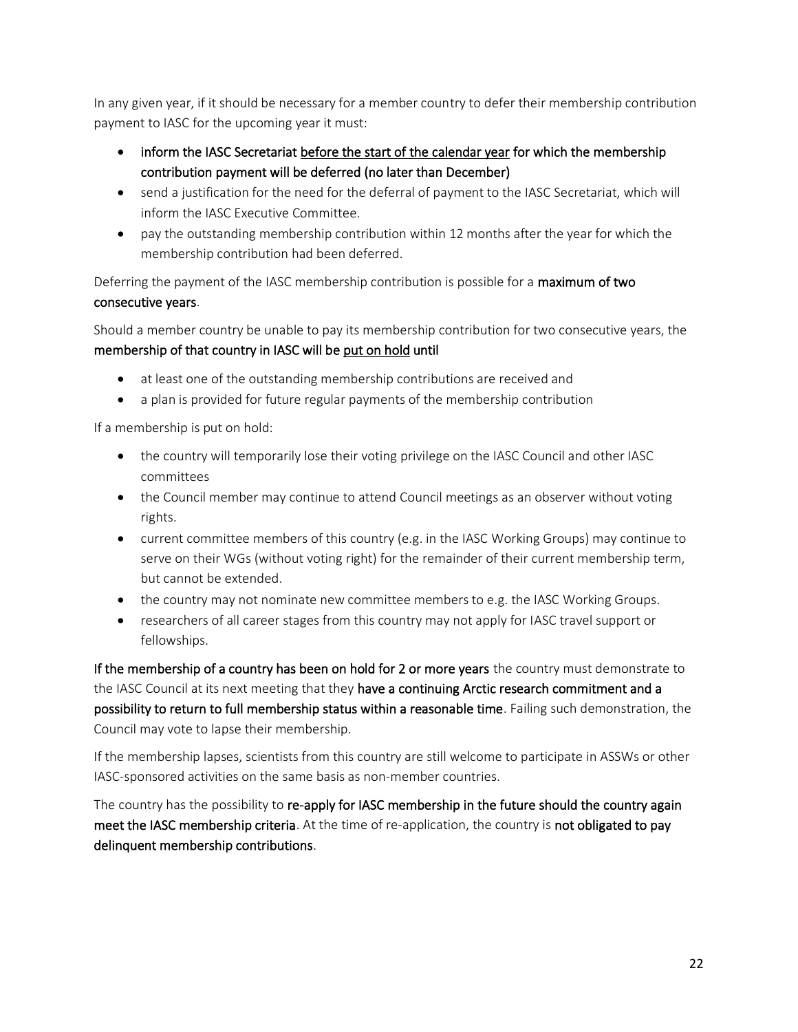In any given year, if it should be necessary for a member country to defer their membership contribution payment to IASC for the upcoming year it must:

- **inform the IASC Secretariat <u>before the start of the calendar year</u> for which the membership contribution payment will be deferred (no later than December)**
- send a justification for the need for the deferral of payment to the IASC Secretariat, which will inform the IASC Executive Committee.
- pay the outstanding membership contribution within 12 months after the year for which the membership contribution had been deferred.

Deferring the payment of the IASC membership contribution is possible for a **maximum of two consecutive years**.

Should a member country be unable to pay its membership contribution for two consecutive years, the **membership of that country in IASC will be <u>put on hold</u> until**

- at least one of the outstanding membership contributions are received and
- a plan is provided for future regular payments of the membership contribution

If a membership is put on hold:

- the country will temporarily lose their voting privilege on the IASC Council and other IASC committees
- the Council member may continue to attend Council meetings as an observer without voting rights.
- current committee members of this country (e.g. in the IASC Working Groups) may continue to serve on their WGs (without voting right) for the remainder of their current membership term, but cannot be extended.
- the country may not nominate new committee members to e.g. the IASC Working Groups.
- researchers of all career stages from this country may not apply for IASC travel support or fellowships.

**If the membership of a country has been on hold for 2 or more years** the country must demonstrate to the IASC Council at its next meeting that they **have a continuing Arctic research commitment and a possibility to return to full membership status within a reasonable time**. Failing such demonstration, the Council may vote to lapse their membership.

If the membership lapses, scientists from this country are still welcome to participate in ASSWs or other IASC-sponsored activities on the same basis as non-member countries.

The country has the possibility to **re-apply for IASC membership in the future should the country again meet the IASC membership criteria**. At the time of re-application, the country is **not obligated to pay delinquent membership contributions**.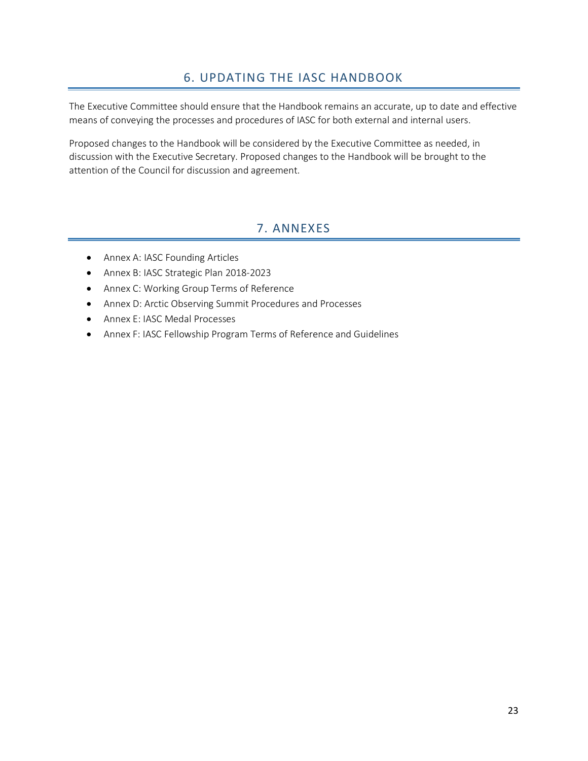## 6. UPDATING THE IASC HANDBOOK

The Executive Committee should ensure that the Handbook remains an accurate, up to date and effective means of conveying the processes and procedures of IASC for both external and internal users.

Proposed changes to the Handbook will be considered by the Executive Committee as needed, in discussion with the Executive Secretary. Proposed changes to the Handbook will be brought to the attention of the Council for discussion and agreement.

## 7. ANNEXES

- Annex A: IASC Founding Articles
- Annex B: IASC Strategic Plan 2018-2023
- Annex C: Working Group Terms of Reference
- Annex D: Arctic Observing Summit Procedures and Processes
- Annex E: IASC Medal Processes
- Annex F: IASC Fellowship Program Terms of Reference and Guidelines